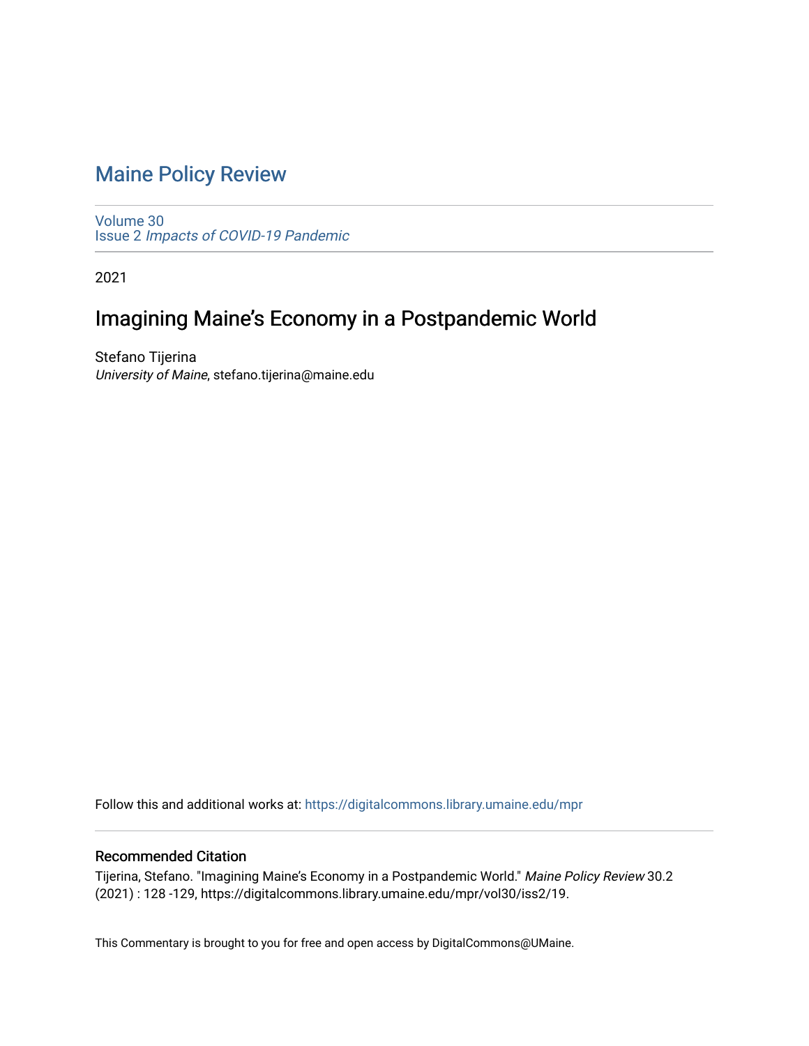# Maine Policy Review

Volume 30
Issue 2 *Impacts of COVID-19 Pandemic*

2021

## Imagining Maine's Economy in a Postpandemic World

Stefano Tijerina
*University of Maine*, stefano.tijerina@maine.edu

Follow this and additional works at: https://digitalcommons.library.umaine.edu/mpr

### Recommended Citation

Tijerina, Stefano. "Imagining Maine's Economy in a Postpandemic World." *Maine Policy Review* 30.2 (2021) : 128 -129, https://digitalcommons.library.umaine.edu/mpr/vol30/iss2/19.

This Commentary is brought to you for free and open access by DigitalCommons@UMaine.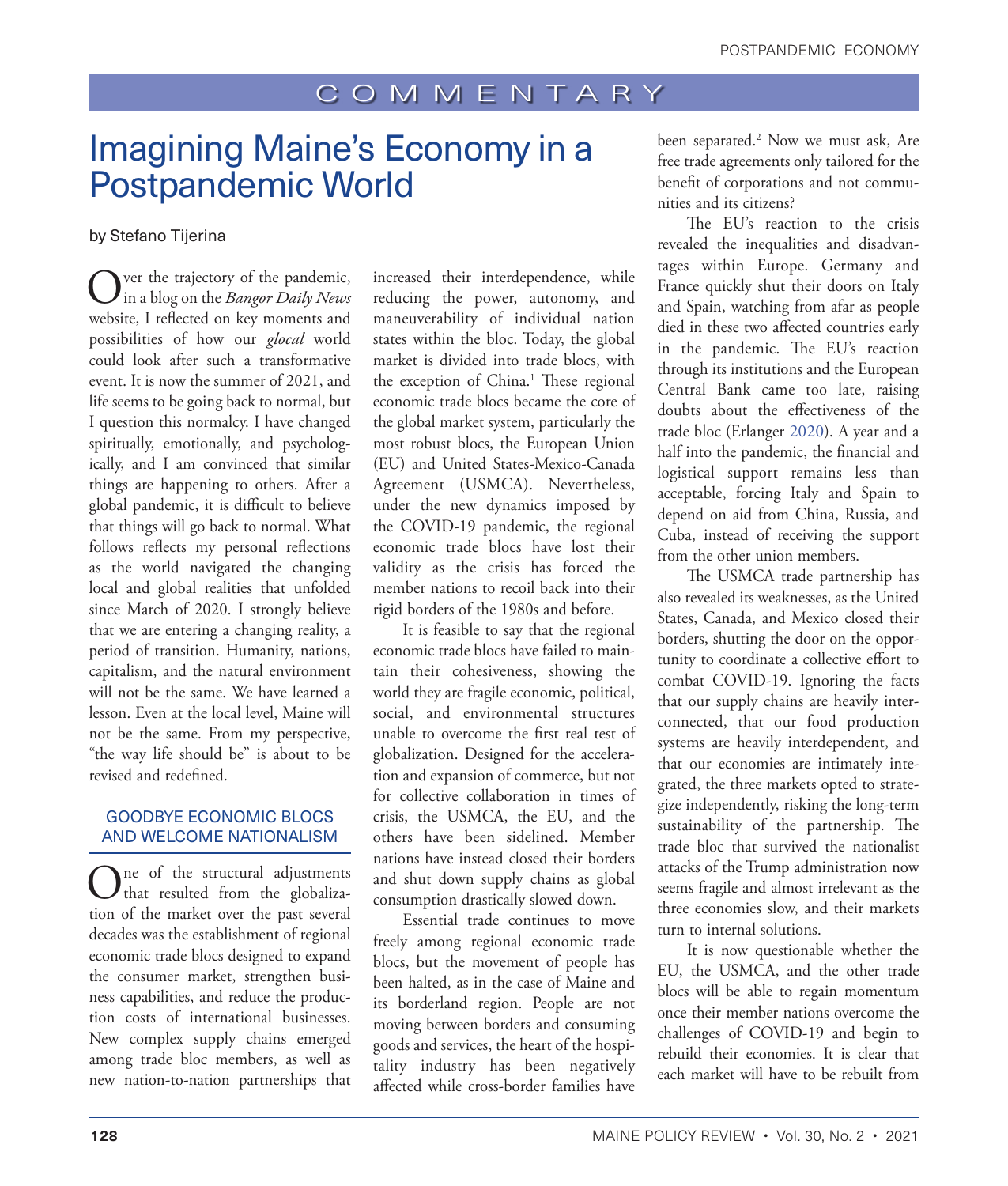COMMENTARY

# Imagining Maine's Economy in a Postpandemic World

by Stefano Tijerina

Over the trajectory of the pandemic, in a blog on the *Bangor Daily News* website, I reflected on key moments and possibilities of how our *glocal* world could look after such a transformative event. It is now the summer of 2021, and life seems to be going back to normal, but I question this normalcy. I have changed spiritually, emotionally, and psychologically, and I am convinced that similar things are happening to others. After a global pandemic, it is difficult to believe that things will go back to normal. What follows reflects my personal reflections as the world navigated the changing local and global realities that unfolded since March of 2020. I strongly believe that we are entering a changing reality, a period of transition. Humanity, nations, capitalism, and the natural environment will not be the same. We have learned a lesson. Even at the local level, Maine will not be the same. From my perspective, "the way life should be" is about to be revised and redefined.

## GOODBYE ECONOMIC BLOCS AND WELCOME NATIONALISM

One of the structural adjustments that resulted from the globalization of the market over the past several decades was the establishment of regional economic trade blocs designed to expand the consumer market, strengthen business capabilities, and reduce the production costs of international businesses. New complex supply chains emerged among trade bloc members, as well as new nation-to-nation partnerships that increased their interdependence, while reducing the power, autonomy, and maneuverability of individual nation states within the bloc. Today, the global market is divided into trade blocs, with the exception of China.[1] These regional economic trade blocs became the core of the global market system, particularly the most robust blocs, the European Union (EU) and United States-Mexico-Canada Agreement (USMCA). Nevertheless, under the new dynamics imposed by the COVID-19 pandemic, the regional economic trade blocs have lost their validity as the crisis has forced the member nations to recoil back into their rigid borders of the 1980s and before.

It is feasible to say that the regional economic trade blocs have failed to maintain their cohesiveness, showing the world they are fragile economic, political, social, and environmental structures unable to overcome the first real test of globalization. Designed for the acceleration and expansion of commerce, but not for collective collaboration in times of crisis, the USMCA, the EU, and the others have been sidelined. Member nations have instead closed their borders and shut down supply chains as global consumption drastically slowed down.

Essential trade continues to move freely among regional economic trade blocs, but the movement of people has been halted, as in the case of Maine and its borderland region. People are not moving between borders and consuming goods and services, the heart of the hospitality industry has been negatively affected while cross-border families have been separated.[2] Now we must ask, Are free trade agreements only tailored for the benefit of corporations and not communities and its citizens?

The EU's reaction to the crisis revealed the inequalities and disadvantages within Europe. Germany and France quickly shut their doors on Italy and Spain, watching from afar as people died in these two affected countries early in the pandemic. The EU's reaction through its institutions and the European Central Bank came too late, raising doubts about the effectiveness of the trade bloc (Erlanger 2020). A year and a half into the pandemic, the financial and logistical support remains less than acceptable, forcing Italy and Spain to depend on aid from China, Russia, and Cuba, instead of receiving the support from the other union members.

The USMCA trade partnership has also revealed its weaknesses, as the United States, Canada, and Mexico closed their borders, shutting the door on the opportunity to coordinate a collective effort to combat COVID-19. Ignoring the facts that our supply chains are heavily interconnected, that our food production systems are heavily interdependent, and that our economies are intimately integrated, the three markets opted to strategize independently, risking the long-term sustainability of the partnership. The trade bloc that survived the nationalist attacks of the Trump administration now seems fragile and almost irrelevant as the three economies slow, and their markets turn to internal solutions.

It is now questionable whether the EU, the USMCA, and the other trade blocs will be able to regain momentum once their member nations overcome the challenges of COVID-19 and begin to rebuild their economies. It is clear that each market will have to be rebuilt from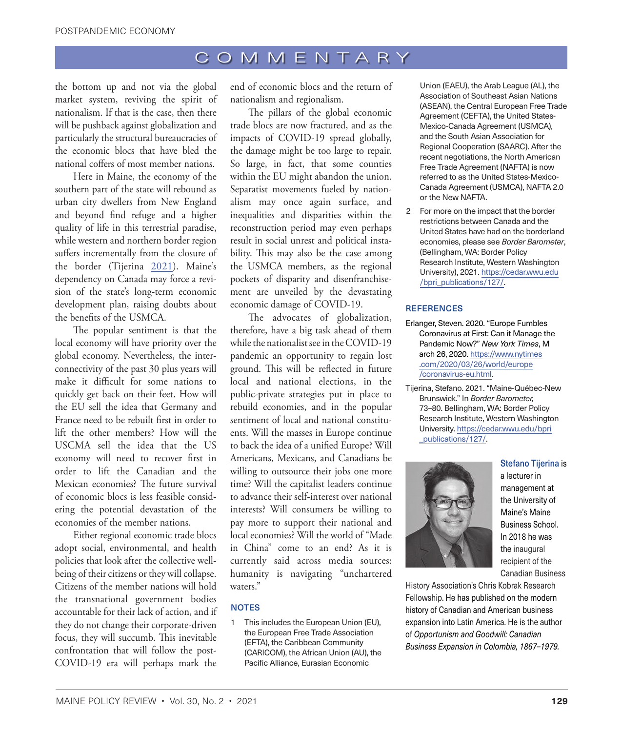the bottom up and not via the global market system, reviving the spirit of nationalism. If that is the case, then there will be pushback against globalization and particularly the structural bureaucracies of the economic blocs that have bled the national coffers of most member nations.

Here in Maine, the economy of the southern part of the state will rebound as urban city dwellers from New England and beyond find refuge and a higher quality of life in this terrestrial paradise, while western and northern border region suffers incrementally from the closure of the border (Tijerina 2021). Maine's dependency on Canada may force a revision of the state's long-term economic development plan, raising doubts about the benefits of the USMCA.

The popular sentiment is that the local economy will have priority over the global economy. Nevertheless, the interconnectivity of the past 30 plus years will make it difficult for some nations to quickly get back on their feet. How will the EU sell the idea that Germany and France need to be rebuilt first in order to lift the other members? How will the USCMA sell the idea that the US economy will need to recover first in order to lift the Canadian and the Mexican economies? The future survival of economic blocs is less feasible considering the potential devastation of the economies of the member nations.

Either regional economic trade blocs adopt social, environmental, and health policies that look after the collective well-being of their citizens or they will collapse. Citizens of the member nations will hold the transnational government bodies accountable for their lack of action, and if they do not change their corporate-driven focus, they will succumb. This inevitable confrontation that will follow the post-COVID-19 era will perhaps mark the end of economic blocs and the return of nationalism and regionalism.

The pillars of the global economic trade blocs are now fractured, and as the impacts of COVID-19 spread globally, the damage might be too large to repair. So large, in fact, that some counties within the EU might abandon the union. Separatist movements fueled by nationalism may once again surface, and inequalities and disparities within the reconstruction period may even perhaps result in social unrest and political instability. This may also be the case among the USMCA members, as the regional pockets of disparity and disenfranchisement are unveiled by the devastating economic damage of COVID-19.

The advocates of globalization, therefore, have a big task ahead of them while the nationalist see in the COVID-19 pandemic an opportunity to regain lost ground. This will be reflected in future local and national elections, in the public-private strategies put in place to rebuild economies, and in the popular sentiment of local and national constituents. Will the masses in Europe continue to back the idea of a unified Europe? Will Americans, Mexicans, and Canadians be willing to outsource their jobs one more time? Will the capitalist leaders continue to advance their self-interest over national interests? Will consumers be willing to pay more to support their national and local economies? Will the world of "Made in China" come to an end? As it is currently said across media sources: humanity is navigating "unchartered waters."

## NOTES

1 This includes the European Union (EU), the European Free Trade Association (EFTA), the Caribbean Community (CARICOM), the African Union (AU), the Pacific Alliance, Eurasian Economic Union (EAEU), the Arab League (AL), the Association of Southeast Asian Nations (ASEAN), the Central European Free Trade Agreement (CEFTA), the United States-Mexico-Canada Agreement (USMCA), and the South Asian Association for Regional Cooperation (SAARC). After the recent negotiations, the North American Free Trade Agreement (NAFTA) is now referred to as the United States-Mexico-Canada Agreement (USMCA), NAFTA 2.0 or the New NAFTA.

2 For more on the impact that the border restrictions between Canada and the United States have had on the borderland economies, please see *Border Barometer*, (Bellingham, WA: Border Policy Research Institute, Western Washington University), 2021. https://cedar.wwu.edu/bpri_publications/127/.

## REFERENCES

Erlanger, Steven. 2020. "Europe Fumbles Coronavirus at First: Can it Manage the Pandemic Now?" *New York Times*, M arch 26, 2020. https://www.nytimes.com/2020/03/26/world/europe/coronavirus-eu.html.

Tijerina, Stefano. 2021. "Maine-Québec-New Brunswick." In *Border Barometer,* 73–80. Bellingham, WA: Border Policy Research Institute, Western Washington University. https://cedar.wwu.edu/bpri_publications/127/.

**Stefano Tijerina** is a lecturer in management at the University of Maine's Maine Business School. In 2018 he was the inaugural recipient of the Canadian Business History Association's Chris Kobrak Research Fellowship. He has published on the modern history of Canadian and American business expansion into Latin America. He is the author of *Opportunism and Goodwill: Canadian Business Expansion in Colombia, 1867–1979.*